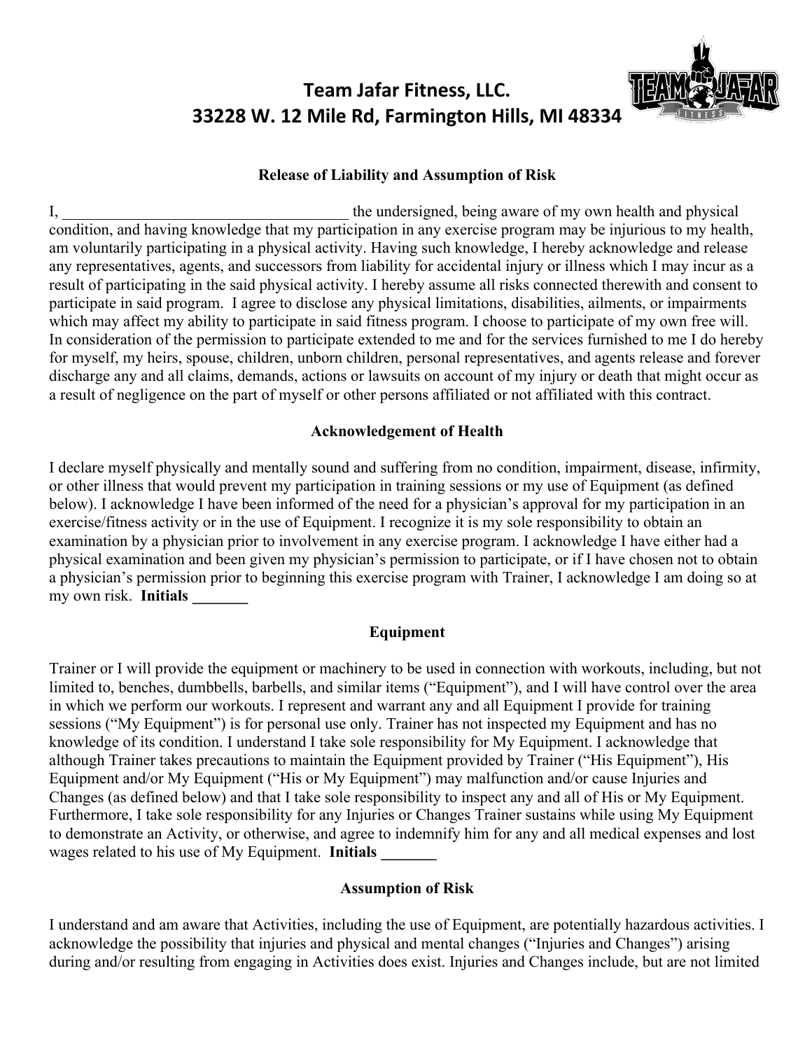# Team Jafar Fitness, LLC.
# 33228 W. 12 Mile Rd, Farmington Hills, MI 48334

### Release of Liability and Assumption of Risk

I, ____________________________________ the undersigned, being aware of my own health and physical condition, and having knowledge that my participation in any exercise program may be injurious to my health, am voluntarily participating in a physical activity. Having such knowledge, I hereby acknowledge and release any representatives, agents, and successors from liability for accidental injury or illness which I may incur as a result of participating in the said physical activity. I hereby assume all risks connected therewith and consent to participate in said program. I agree to disclose any physical limitations, disabilities, ailments, or impairments which may affect my ability to participate in said fitness program. I choose to participate of my own free will. In consideration of the permission to participate extended to me and for the services furnished to me I do hereby for myself, my heirs, spouse, children, unborn children, personal representatives, and agents release and forever discharge any and all claims, demands, actions or lawsuits on account of my injury or death that might occur as a result of negligence on the part of myself or other persons affiliated or not affiliated with this contract.

### Acknowledgement of Health

I declare myself physically and mentally sound and suffering from no condition, impairment, disease, infirmity, or other illness that would prevent my participation in training sessions or my use of Equipment (as defined below). I acknowledge I have been informed of the need for a physician's approval for my participation in an exercise/fitness activity or in the use of Equipment. I recognize it is my sole responsibility to obtain an examination by a physician prior to involvement in any exercise program. I acknowledge I have either had a physical examination and been given my physician's permission to participate, or if I have chosen not to obtain a physician's permission prior to beginning this exercise program with Trainer, I acknowledge I am doing so at my own risk. **Initials _______**

### Equipment

Trainer or I will provide the equipment or machinery to be used in connection with workouts, including, but not limited to, benches, dumbbells, barbells, and similar items ("Equipment"), and I will have control over the area in which we perform our workouts. I represent and warrant any and all Equipment I provide for training sessions ("My Equipment") is for personal use only. Trainer has not inspected my Equipment and has no knowledge of its condition. I understand I take sole responsibility for My Equipment. I acknowledge that although Trainer takes precautions to maintain the Equipment provided by Trainer ("His Equipment"), His Equipment and/or My Equipment ("His or My Equipment") may malfunction and/or cause Injuries and Changes (as defined below) and that I take sole responsibility to inspect any and all of His or My Equipment. Furthermore, I take sole responsibility for any Injuries or Changes Trainer sustains while using My Equipment to demonstrate an Activity, or otherwise, and agree to indemnify him for any and all medical expenses and lost wages related to his use of My Equipment. **Initials _______**

### Assumption of Risk

I understand and am aware that Activities, including the use of Equipment, are potentially hazardous activities. I acknowledge the possibility that injuries and physical and mental changes ("Injuries and Changes") arising during and/or resulting from engaging in Activities does exist. Injuries and Changes include, but are not limited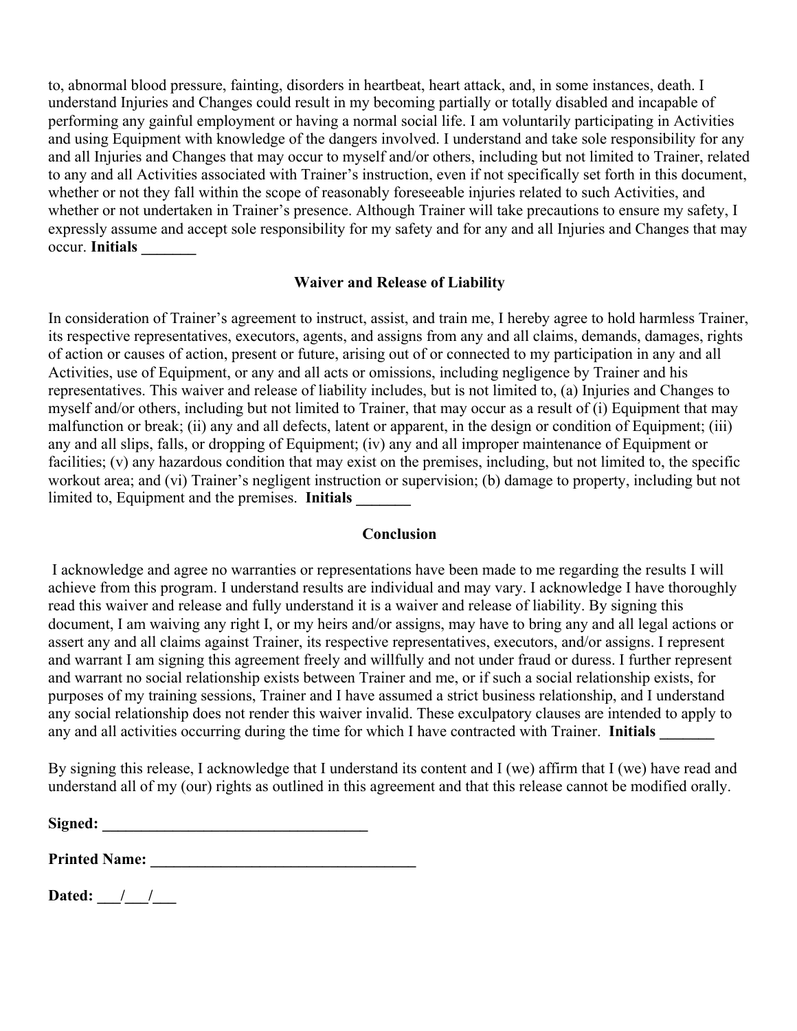to, abnormal blood pressure, fainting, disorders in heartbeat, heart attack, and, in some instances, death. I understand Injuries and Changes could result in my becoming partially or totally disabled and incapable of performing any gainful employment or having a normal social life. I am voluntarily participating in Activities and using Equipment with knowledge of the dangers involved. I understand and take sole responsibility for any and all Injuries and Changes that may occur to myself and/or others, including but not limited to Trainer, related to any and all Activities associated with Trainer's instruction, even if not specifically set forth in this document, whether or not they fall within the scope of reasonably foreseeable injuries related to such Activities, and whether or not undertaken in Trainer's presence. Although Trainer will take precautions to ensure my safety, I expressly assume and accept sole responsibility for my safety and for any and all Injuries and Changes that may occur. **Initials _______**

## Waiver and Release of Liability

In consideration of Trainer's agreement to instruct, assist, and train me, I hereby agree to hold harmless Trainer, its respective representatives, executors, agents, and assigns from any and all claims, demands, damages, rights of action or causes of action, present or future, arising out of or connected to my participation in any and all Activities, use of Equipment, or any and all acts or omissions, including negligence by Trainer and his representatives. This waiver and release of liability includes, but is not limited to, (a) Injuries and Changes to myself and/or others, including but not limited to Trainer, that may occur as a result of (i) Equipment that may malfunction or break; (ii) any and all defects, latent or apparent, in the design or condition of Equipment; (iii) any and all slips, falls, or dropping of Equipment; (iv) any and all improper maintenance of Equipment or facilities; (v) any hazardous condition that may exist on the premises, including, but not limited to, the specific workout area; and (vi) Trainer's negligent instruction or supervision; (b) damage to property, including but not limited to, Equipment and the premises. **Initials _______**

## Conclusion

I acknowledge and agree no warranties or representations have been made to me regarding the results I will achieve from this program. I understand results are individual and may vary. I acknowledge I have thoroughly read this waiver and release and fully understand it is a waiver and release of liability. By signing this document, I am waiving any right I, or my heirs and/or assigns, may have to bring any and all legal actions or assert any and all claims against Trainer, its respective representatives, executors, and/or assigns. I represent and warrant I am signing this agreement freely and willfully and not under fraud or duress. I further represent and warrant no social relationship exists between Trainer and me, or if such a social relationship exists, for purposes of my training sessions, Trainer and I have assumed a strict business relationship, and I understand any social relationship does not render this waiver invalid. These exculpatory clauses are intended to apply to any and all activities occurring during the time for which I have contracted with Trainer. **Initials _______**

By signing this release, I acknowledge that I understand its content and I (we) affirm that I (we) have read and understand all of my (our) rights as outlined in this agreement and that this release cannot be modified orally.

**Signed: ___________________________________**

**Printed Name: ___________________________________**

**Dated: ___/___/___**